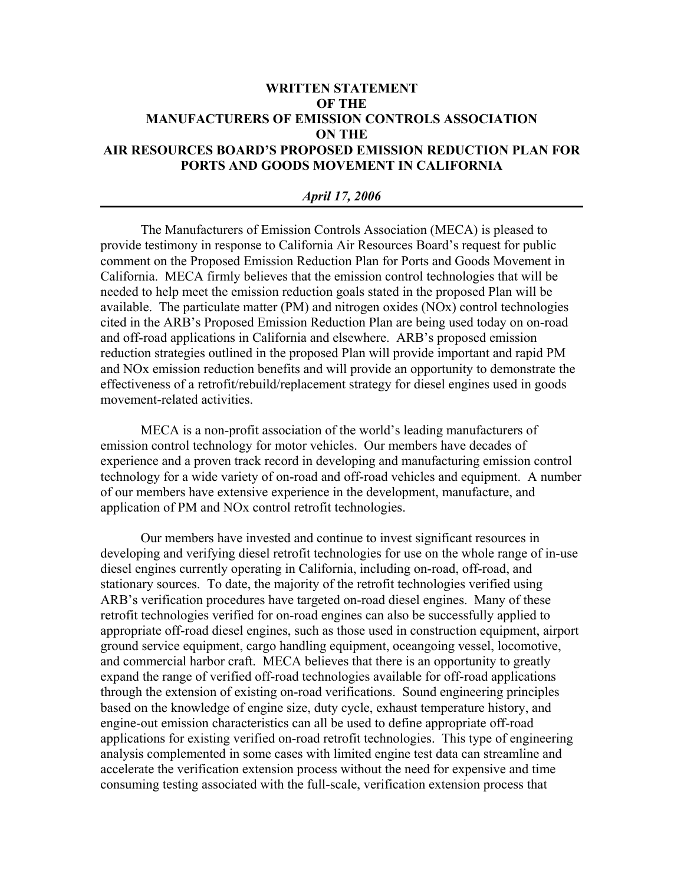# WRITTEN STATEMENT OF THE MANUFACTURERS OF EMISSION CONTROLS ASSOCIATION ON THE AIR RESOURCES BOARD'S PROPOSED EMISSION REDUCTION PLAN FOR PORTS AND GOODS MOVEMENT IN CALIFORNIA

***April 17, 2006***

---

The Manufacturers of Emission Controls Association (MECA) is pleased to provide testimony in response to California Air Resources Board's request for public comment on the Proposed Emission Reduction Plan for Ports and Goods Movement in California. MECA firmly believes that the emission control technologies that will be needed to help meet the emission reduction goals stated in the proposed Plan will be available. The particulate matter (PM) and nitrogen oxides (NOx) control technologies cited in the ARB's Proposed Emission Reduction Plan are being used today on on-road and off-road applications in California and elsewhere. ARB's proposed emission reduction strategies outlined in the proposed Plan will provide important and rapid PM and NOx emission reduction benefits and will provide an opportunity to demonstrate the effectiveness of a retrofit/rebuild/replacement strategy for diesel engines used in goods movement-related activities.

MECA is a non-profit association of the world's leading manufacturers of emission control technology for motor vehicles. Our members have decades of experience and a proven track record in developing and manufacturing emission control technology for a wide variety of on-road and off-road vehicles and equipment. A number of our members have extensive experience in the development, manufacture, and application of PM and NOx control retrofit technologies.

Our members have invested and continue to invest significant resources in developing and verifying diesel retrofit technologies for use on the whole range of in-use diesel engines currently operating in California, including on-road, off-road, and stationary sources. To date, the majority of the retrofit technologies verified using ARB's verification procedures have targeted on-road diesel engines. Many of these retrofit technologies verified for on-road engines can also be successfully applied to appropriate off-road diesel engines, such as those used in construction equipment, airport ground service equipment, cargo handling equipment, oceangoing vessel, locomotive, and commercial harbor craft. MECA believes that there is an opportunity to greatly expand the range of verified off-road technologies available for off-road applications through the extension of existing on-road verifications. Sound engineering principles based on the knowledge of engine size, duty cycle, exhaust temperature history, and engine-out emission characteristics can all be used to define appropriate off-road applications for existing verified on-road retrofit technologies. This type of engineering analysis complemented in some cases with limited engine test data can streamline and accelerate the verification extension process without the need for expensive and time consuming testing associated with the full-scale, verification extension process that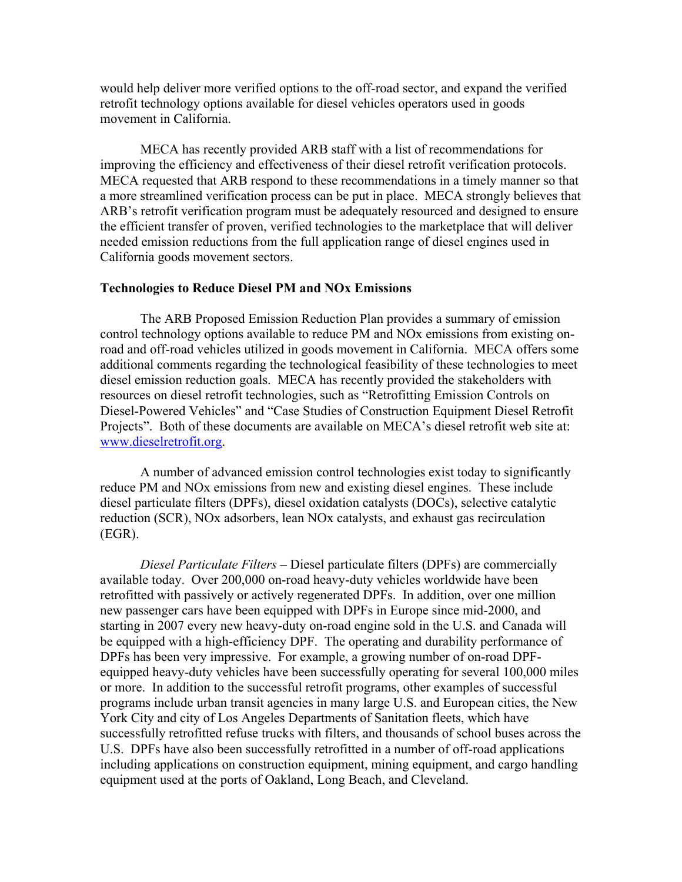would help deliver more verified options to the off-road sector, and expand the verified retrofit technology options available for diesel vehicles operators used in goods movement in California.

MECA has recently provided ARB staff with a list of recommendations for improving the efficiency and effectiveness of their diesel retrofit verification protocols. MECA requested that ARB respond to these recommendations in a timely manner so that a more streamlined verification process can be put in place. MECA strongly believes that ARB's retrofit verification program must be adequately resourced and designed to ensure the efficient transfer of proven, verified technologies to the marketplace that will deliver needed emission reductions from the full application range of diesel engines used in California goods movement sectors.

**Technologies to Reduce Diesel PM and NOx Emissions**

The ARB Proposed Emission Reduction Plan provides a summary of emission control technology options available to reduce PM and NOx emissions from existing on-road and off-road vehicles utilized in goods movement in California. MECA offers some additional comments regarding the technological feasibility of these technologies to meet diesel emission reduction goals. MECA has recently provided the stakeholders with resources on diesel retrofit technologies, such as "Retrofitting Emission Controls on Diesel-Powered Vehicles" and "Case Studies of Construction Equipment Diesel Retrofit Projects". Both of these documents are available on MECA's diesel retrofit web site at: [www.dieselretrofit.org](http://www.dieselretrofit.org).

A number of advanced emission control technologies exist today to significantly reduce PM and NOx emissions from new and existing diesel engines. These include diesel particulate filters (DPFs), diesel oxidation catalysts (DOCs), selective catalytic reduction (SCR), NOx adsorbers, lean NOx catalysts, and exhaust gas recirculation (EGR).

*Diesel Particulate Filters* – Diesel particulate filters (DPFs) are commercially available today. Over 200,000 on-road heavy-duty vehicles worldwide have been retrofitted with passively or actively regenerated DPFs. In addition, over one million new passenger cars have been equipped with DPFs in Europe since mid-2000, and starting in 2007 every new heavy-duty on-road engine sold in the U.S. and Canada will be equipped with a high-efficiency DPF. The operating and durability performance of DPFs has been very impressive. For example, a growing number of on-road DPF-equipped heavy-duty vehicles have been successfully operating for several 100,000 miles or more. In addition to the successful retrofit programs, other examples of successful programs include urban transit agencies in many large U.S. and European cities, the New York City and city of Los Angeles Departments of Sanitation fleets, which have successfully retrofitted refuse trucks with filters, and thousands of school buses across the U.S. DPFs have also been successfully retrofitted in a number of off-road applications including applications on construction equipment, mining equipment, and cargo handling equipment used at the ports of Oakland, Long Beach, and Cleveland.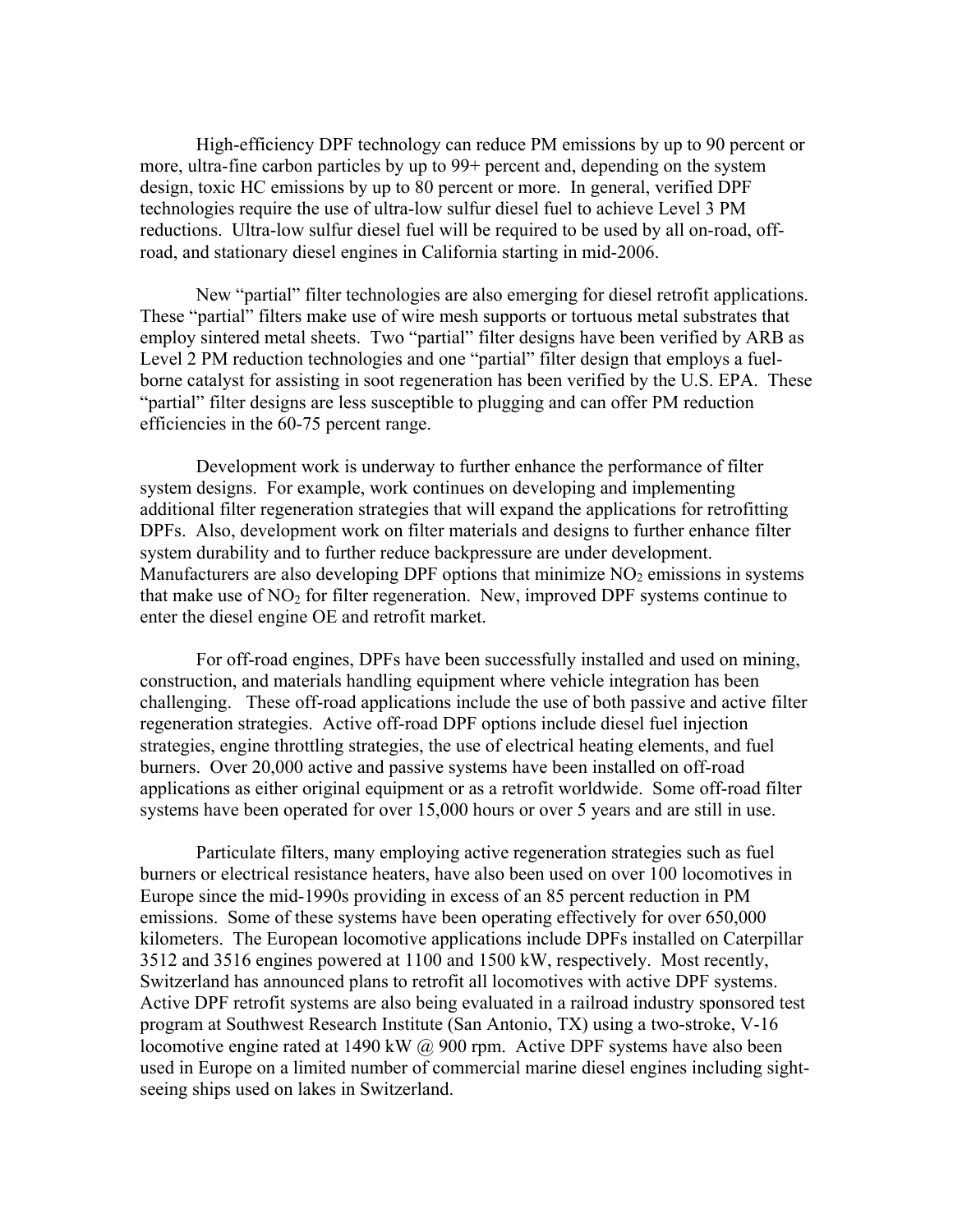High-efficiency DPF technology can reduce PM emissions by up to 90 percent or more, ultra-fine carbon particles by up to 99+ percent and, depending on the system design, toxic HC emissions by up to 80 percent or more. In general, verified DPF technologies require the use of ultra-low sulfur diesel fuel to achieve Level 3 PM reductions. Ultra-low sulfur diesel fuel will be required to be used by all on-road, off-road, and stationary diesel engines in California starting in mid-2006.

New "partial" filter technologies are also emerging for diesel retrofit applications. These "partial" filters make use of wire mesh supports or tortuous metal substrates that employ sintered metal sheets. Two "partial" filter designs have been verified by ARB as Level 2 PM reduction technologies and one "partial" filter design that employs a fuel-borne catalyst for assisting in soot regeneration has been verified by the U.S. EPA. These "partial" filter designs are less susceptible to plugging and can offer PM reduction efficiencies in the 60-75 percent range.

Development work is underway to further enhance the performance of filter system designs. For example, work continues on developing and implementing additional filter regeneration strategies that will expand the applications for retrofitting DPFs. Also, development work on filter materials and designs to further enhance filter system durability and to further reduce backpressure are under development. Manufacturers are also developing DPF options that minimize $NO_2$ emissions in systems that make use of $NO_2$ for filter regeneration. New, improved DPF systems continue to enter the diesel engine OE and retrofit market.

For off-road engines, DPFs have been successfully installed and used on mining, construction, and materials handling equipment where vehicle integration has been challenging. These off-road applications include the use of both passive and active filter regeneration strategies. Active off-road DPF options include diesel fuel injection strategies, engine throttling strategies, the use of electrical heating elements, and fuel burners. Over 20,000 active and passive systems have been installed on off-road applications as either original equipment or as a retrofit worldwide. Some off-road filter systems have been operated for over 15,000 hours or over 5 years and are still in use.

Particulate filters, many employing active regeneration strategies such as fuel burners or electrical resistance heaters, have also been used on over 100 locomotives in Europe since the mid-1990s providing in excess of an 85 percent reduction in PM emissions. Some of these systems have been operating effectively for over 650,000 kilometers. The European locomotive applications include DPFs installed on Caterpillar 3512 and 3516 engines powered at 1100 and 1500 kW, respectively. Most recently, Switzerland has announced plans to retrofit all locomotives with active DPF systems. Active DPF retrofit systems are also being evaluated in a railroad industry sponsored test program at Southwest Research Institute (San Antonio, TX) using a two-stroke, V-16 locomotive engine rated at 1490 kW @ 900 rpm. Active DPF systems have also been used in Europe on a limited number of commercial marine diesel engines including sight-seeing ships used on lakes in Switzerland.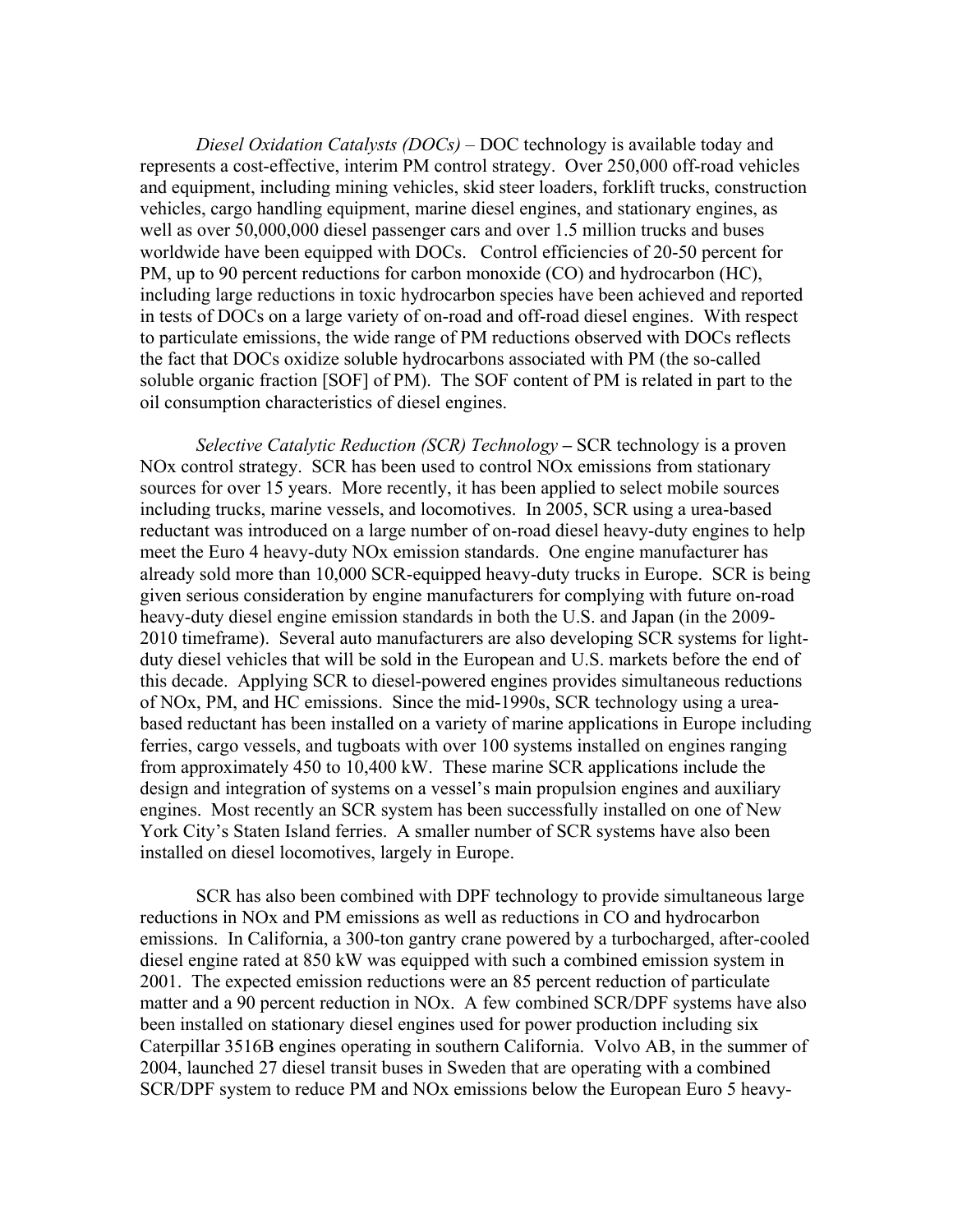*Diesel Oxidation Catalysts (DOCs)* – DOC technology is available today and represents a cost-effective, interim PM control strategy. Over 250,000 off-road vehicles and equipment, including mining vehicles, skid steer loaders, forklift trucks, construction vehicles, cargo handling equipment, marine diesel engines, and stationary engines, as well as over 50,000,000 diesel passenger cars and over 1.5 million trucks and buses worldwide have been equipped with DOCs. Control efficiencies of 20-50 percent for PM, up to 90 percent reductions for carbon monoxide (CO) and hydrocarbon (HC), including large reductions in toxic hydrocarbon species have been achieved and reported in tests of DOCs on a large variety of on-road and off-road diesel engines. With respect to particulate emissions, the wide range of PM reductions observed with DOCs reflects the fact that DOCs oxidize soluble hydrocarbons associated with PM (the so-called soluble organic fraction [SOF] of PM). The SOF content of PM is related in part to the oil consumption characteristics of diesel engines.

*Selective Catalytic Reduction (SCR) Technology* **–** SCR technology is a proven NOx control strategy. SCR has been used to control NOx emissions from stationary sources for over 15 years. More recently, it has been applied to select mobile sources including trucks, marine vessels, and locomotives. In 2005, SCR using a urea-based reductant was introduced on a large number of on-road diesel heavy-duty engines to help meet the Euro 4 heavy-duty NOx emission standards. One engine manufacturer has already sold more than 10,000 SCR-equipped heavy-duty trucks in Europe. SCR is being given serious consideration by engine manufacturers for complying with future on-road heavy-duty diesel engine emission standards in both the U.S. and Japan (in the 2009-2010 timeframe). Several auto manufacturers are also developing SCR systems for light-duty diesel vehicles that will be sold in the European and U.S. markets before the end of this decade. Applying SCR to diesel-powered engines provides simultaneous reductions of NOx, PM, and HC emissions. Since the mid-1990s, SCR technology using a urea-based reductant has been installed on a variety of marine applications in Europe including ferries, cargo vessels, and tugboats with over 100 systems installed on engines ranging from approximately 450 to 10,400 kW. These marine SCR applications include the design and integration of systems on a vessel's main propulsion engines and auxiliary engines. Most recently an SCR system has been successfully installed on one of New York City's Staten Island ferries. A smaller number of SCR systems have also been installed on diesel locomotives, largely in Europe.

SCR has also been combined with DPF technology to provide simultaneous large reductions in NOx and PM emissions as well as reductions in CO and hydrocarbon emissions. In California, a 300-ton gantry crane powered by a turbocharged, after-cooled diesel engine rated at 850 kW was equipped with such a combined emission system in 2001. The expected emission reductions were an 85 percent reduction of particulate matter and a 90 percent reduction in NOx. A few combined SCR/DPF systems have also been installed on stationary diesel engines used for power production including six Caterpillar 3516B engines operating in southern California. Volvo AB, in the summer of 2004, launched 27 diesel transit buses in Sweden that are operating with a combined SCR/DPF system to reduce PM and NOx emissions below the European Euro 5 heavy-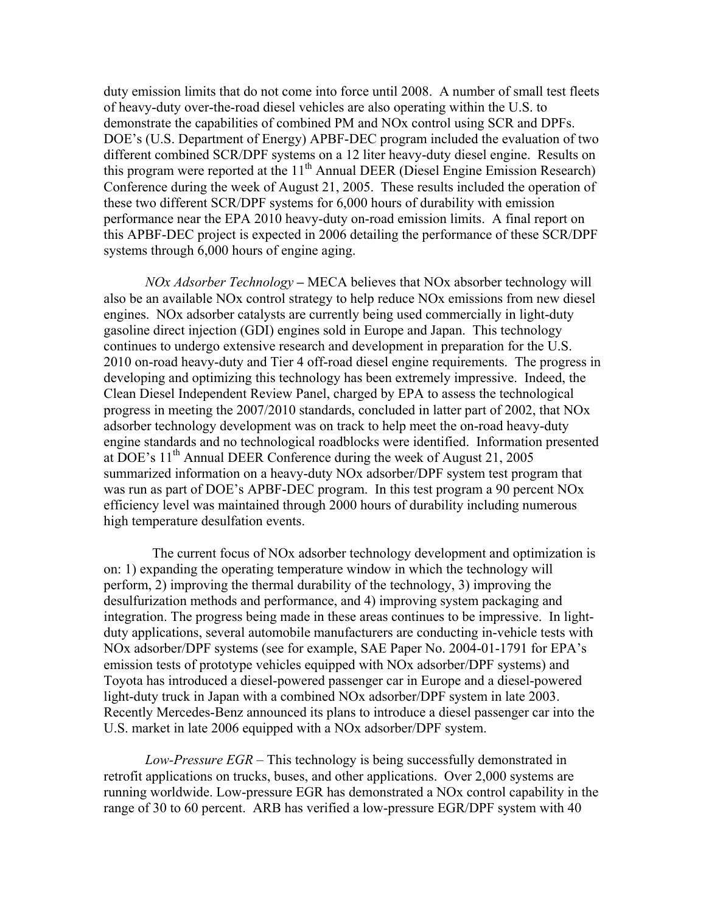duty emission limits that do not come into force until 2008. A number of small test fleets of heavy-duty over-the-road diesel vehicles are also operating within the U.S. to demonstrate the capabilities of combined PM and NOx control using SCR and DPFs. DOE's (U.S. Department of Energy) APBF-DEC program included the evaluation of two different combined SCR/DPF systems on a 12 liter heavy-duty diesel engine. Results on this program were reported at the 11th Annual DEER (Diesel Engine Emission Research) Conference during the week of August 21, 2005. These results included the operation of these two different SCR/DPF systems for 6,000 hours of durability with emission performance near the EPA 2010 heavy-duty on-road emission limits. A final report on this APBF-DEC project is expected in 2006 detailing the performance of these SCR/DPF systems through 6,000 hours of engine aging.

*NOx Adsorber Technology* – MECA believes that NOx absorber technology will also be an available NOx control strategy to help reduce NOx emissions from new diesel engines. NOx adsorber catalysts are currently being used commercially in light-duty gasoline direct injection (GDI) engines sold in Europe and Japan. This technology continues to undergo extensive research and development in preparation for the U.S. 2010 on-road heavy-duty and Tier 4 off-road diesel engine requirements. The progress in developing and optimizing this technology has been extremely impressive. Indeed, the Clean Diesel Independent Review Panel, charged by EPA to assess the technological progress in meeting the 2007/2010 standards, concluded in latter part of 2002, that NOx adsorber technology development was on track to help meet the on-road heavy-duty engine standards and no technological roadblocks were identified. Information presented at DOE's 11th Annual DEER Conference during the week of August 21, 2005 summarized information on a heavy-duty NOx adsorber/DPF system test program that was run as part of DOE's APBF-DEC program. In this test program a 90 percent NOx efficiency level was maintained through 2000 hours of durability including numerous high temperature desulfation events.

The current focus of NOx adsorber technology development and optimization is on: 1) expanding the operating temperature window in which the technology will perform, 2) improving the thermal durability of the technology, 3) improving the desulfurization methods and performance, and 4) improving system packaging and integration. The progress being made in these areas continues to be impressive. In light-duty applications, several automobile manufacturers are conducting in-vehicle tests with NOx adsorber/DPF systems (see for example, SAE Paper No. 2004-01-1791 for EPA's emission tests of prototype vehicles equipped with NOx adsorber/DPF systems) and Toyota has introduced a diesel-powered passenger car in Europe and a diesel-powered light-duty truck in Japan with a combined NOx adsorber/DPF system in late 2003. Recently Mercedes-Benz announced its plans to introduce a diesel passenger car into the U.S. market in late 2006 equipped with a NOx adsorber/DPF system.

*Low-Pressure EGR* – This technology is being successfully demonstrated in retrofit applications on trucks, buses, and other applications. Over 2,000 systems are running worldwide. Low-pressure EGR has demonstrated a NOx control capability in the range of 30 to 60 percent. ARB has verified a low-pressure EGR/DPF system with 40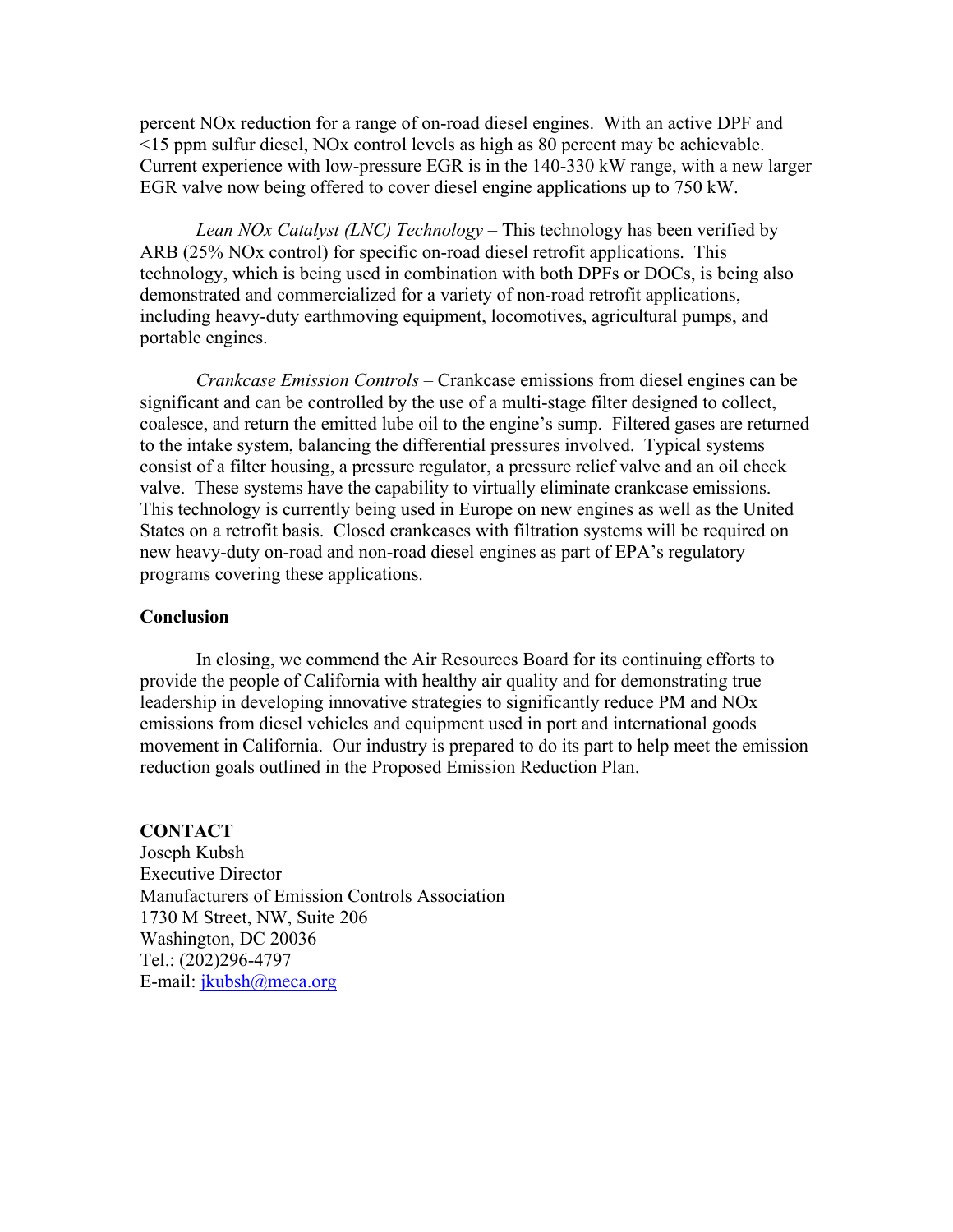percent NOx reduction for a range of on-road diesel engines. With an active DPF and <15 ppm sulfur diesel, NOx control levels as high as 80 percent may be achievable. Current experience with low-pressure EGR is in the 140-330 kW range, with a new larger EGR valve now being offered to cover diesel engine applications up to 750 kW.

*Lean NOx Catalyst (LNC) Technology* – This technology has been verified by ARB (25% NOx control) for specific on-road diesel retrofit applications. This technology, which is being used in combination with both DPFs or DOCs, is being also demonstrated and commercialized for a variety of non-road retrofit applications, including heavy-duty earthmoving equipment, locomotives, agricultural pumps, and portable engines.

*Crankcase Emission Controls* – Crankcase emissions from diesel engines can be significant and can be controlled by the use of a multi-stage filter designed to collect, coalesce, and return the emitted lube oil to the engine's sump. Filtered gases are returned to the intake system, balancing the differential pressures involved. Typical systems consist of a filter housing, a pressure regulator, a pressure relief valve and an oil check valve. These systems have the capability to virtually eliminate crankcase emissions. This technology is currently being used in Europe on new engines as well as the United States on a retrofit basis. Closed crankcases with filtration systems will be required on new heavy-duty on-road and non-road diesel engines as part of EPA's regulatory programs covering these applications.

**Conclusion**

In closing, we commend the Air Resources Board for its continuing efforts to provide the people of California with healthy air quality and for demonstrating true leadership in developing innovative strategies to significantly reduce PM and NOx emissions from diesel vehicles and equipment used in port and international goods movement in California. Our industry is prepared to do its part to help meet the emission reduction goals outlined in the Proposed Emission Reduction Plan.

**CONTACT**
Joseph Kubsh
Executive Director
Manufacturers of Emission Controls Association
1730 M Street, NW, Suite 206
Washington, DC 20036
Tel.: (202)296-4797
E-mail: jkubsh@meca.org